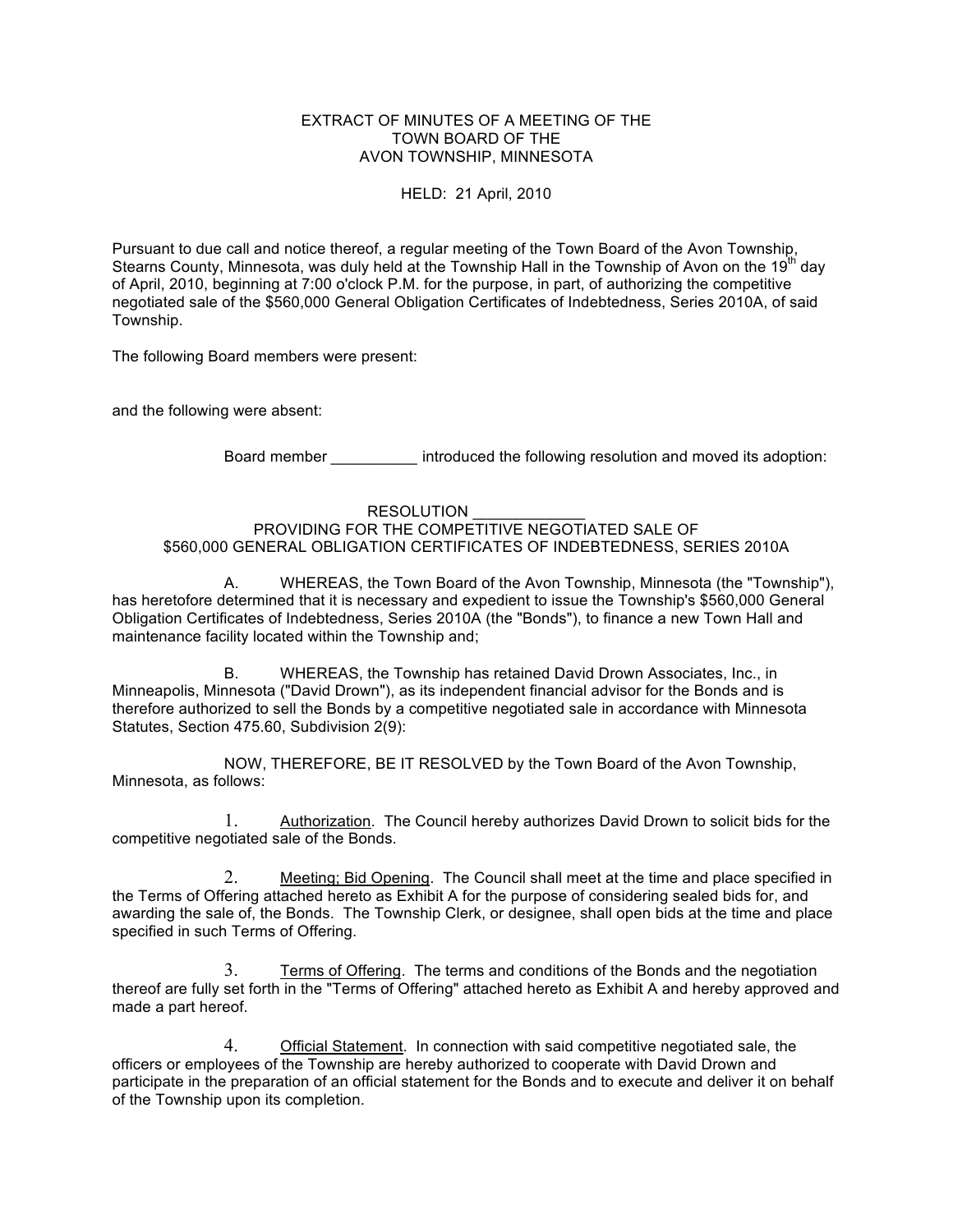EXTRACT OF MINUTES OF A MEETING OF THE
TOWN BOARD OF THE
AVON TOWNSHIP, MINNESOTA

HELD: 21 April, 2010

Pursuant to due call and notice thereof, a regular meeting of the Town Board of the Avon Township, Stearns County, Minnesota, was duly held at the Township Hall in the Township of Avon on the 19th day of April, 2010, beginning at 7:00 o'clock P.M. for the purpose, in part, of authorizing the competitive negotiated sale of the $560,000 General Obligation Certificates of Indebtedness, Series 2010A, of said Township.

The following Board members were present:

and the following were absent:

Board member __________ introduced the following resolution and moved its adoption:

RESOLUTION _____________
PROVIDING FOR THE COMPETITIVE NEGOTIATED SALE OF
$560,000 GENERAL OBLIGATION CERTIFICATES OF INDEBTEDNESS, SERIES 2010A

A. WHEREAS, the Town Board of the Avon Township, Minnesota (the "Township"), has heretofore determined that it is necessary and expedient to issue the Township's $560,000 General Obligation Certificates of Indebtedness, Series 2010A (the "Bonds"), to finance a new Town Hall and maintenance facility located within the Township and;

B. WHEREAS, the Township has retained David Drown Associates, Inc., in Minneapolis, Minnesota ("David Drown"), as its independent financial advisor for the Bonds and is therefore authorized to sell the Bonds by a competitive negotiated sale in accordance with Minnesota Statutes, Section 475.60, Subdivision 2(9):

NOW, THEREFORE, BE IT RESOLVED by the Town Board of the Avon Township, Minnesota, as follows:

1. Authorization. The Council hereby authorizes David Drown to solicit bids for the competitive negotiated sale of the Bonds.

2. Meeting; Bid Opening. The Council shall meet at the time and place specified in the Terms of Offering attached hereto as Exhibit A for the purpose of considering sealed bids for, and awarding the sale of, the Bonds. The Township Clerk, or designee, shall open bids at the time and place specified in such Terms of Offering.

3. Terms of Offering. The terms and conditions of the Bonds and the negotiation thereof are fully set forth in the "Terms of Offering" attached hereto as Exhibit A and hereby approved and made a part hereof.

4. Official Statement. In connection with said competitive negotiated sale, the officers or employees of the Township are hereby authorized to cooperate with David Drown and participate in the preparation of an official statement for the Bonds and to execute and deliver it on behalf of the Township upon its completion.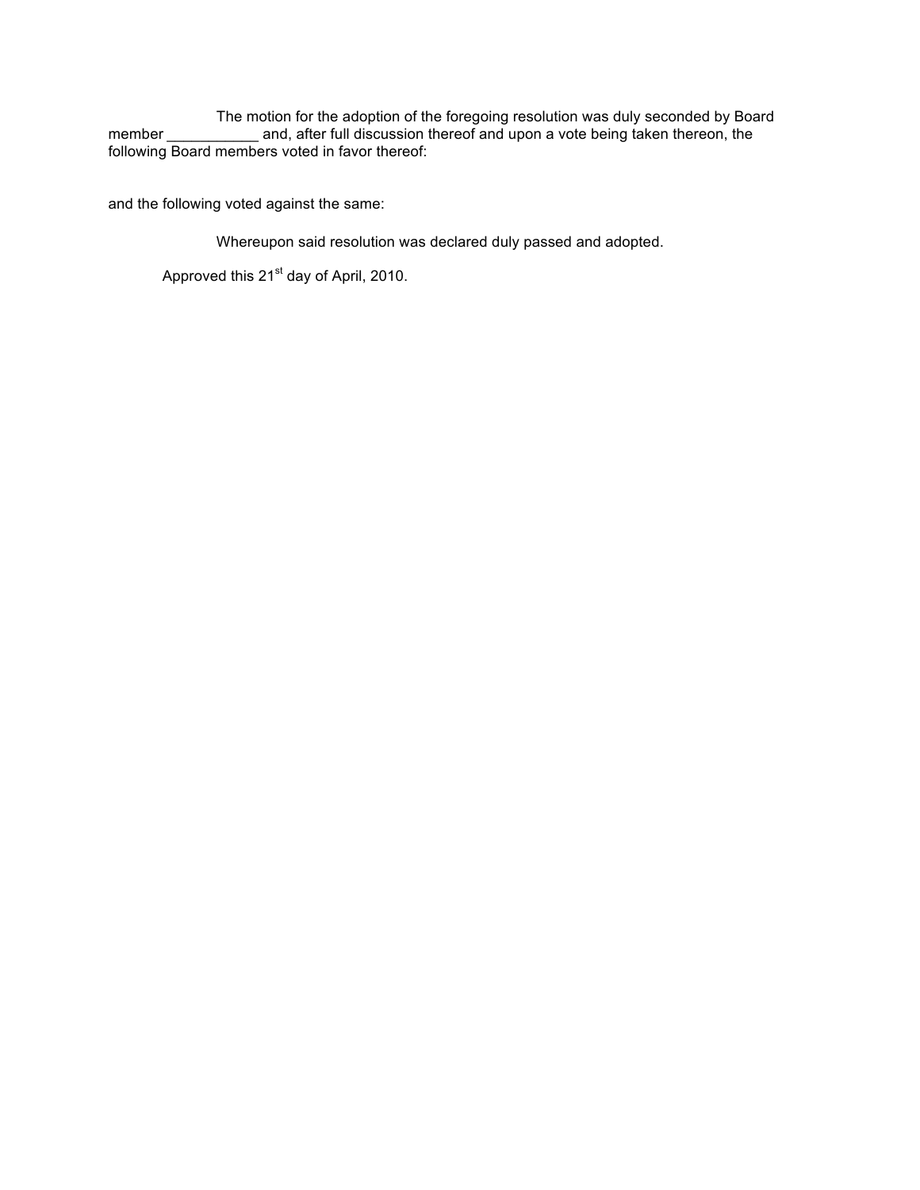The motion for the adoption of the foregoing resolution was duly seconded by Board member ___________ and, after full discussion thereof and upon a vote being taken thereon, the following Board members voted in favor thereof:

and the following voted against the same:

Whereupon said resolution was declared duly passed and adopted.

Approved this 21st day of April, 2010.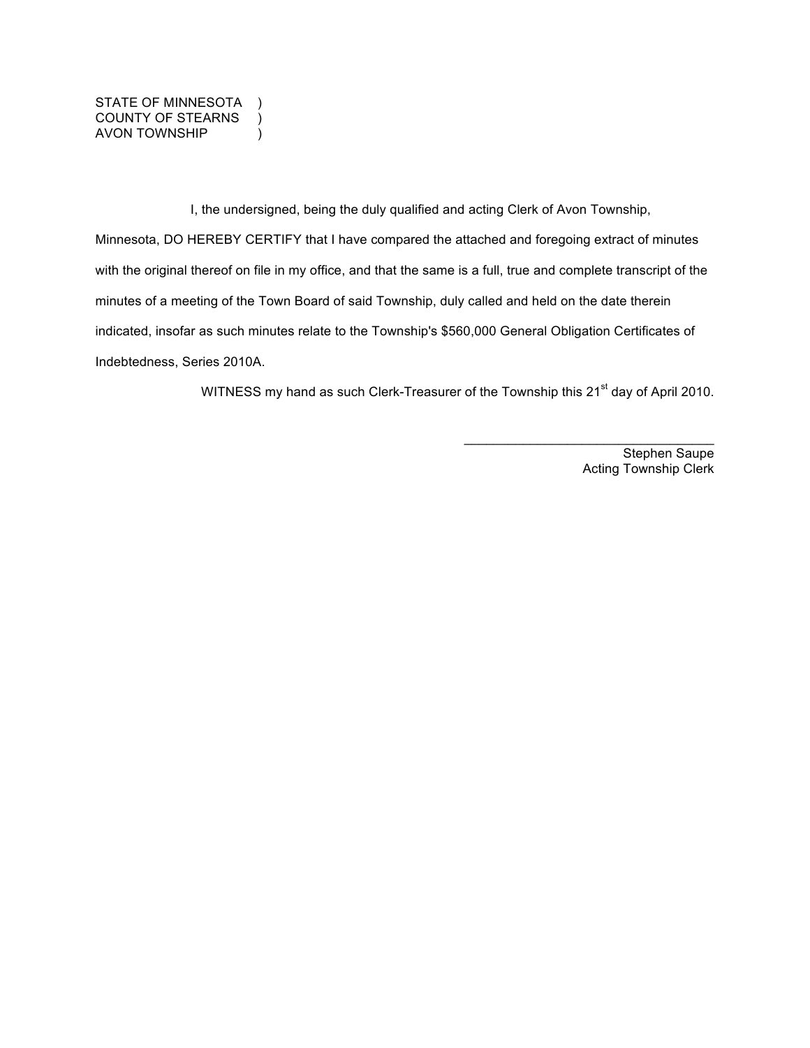STATE OF MINNESOTA )
COUNTY OF STEARNS )
AVON TOWNSHIP )

I, the undersigned, being the duly qualified and acting Clerk of Avon Township, Minnesota, DO HEREBY CERTIFY that I have compared the attached and foregoing extract of minutes with the original thereof on file in my office, and that the same is a full, true and complete transcript of the minutes of a meeting of the Town Board of said Township, duly called and held on the date therein indicated, insofar as such minutes relate to the Township's $560,000 General Obligation Certificates of Indebtedness, Series 2010A.

WITNESS my hand as such Clerk-Treasurer of the Township this 21st day of April 2010.

\_\_\_\_\_\_\_\_\_\_\_\_\_\_\_\_\_\_\_\_\_\_\_\_\_\_\_\_\_\_\_\_\_\_\_\_

Stephen Saupe
Acting Township Clerk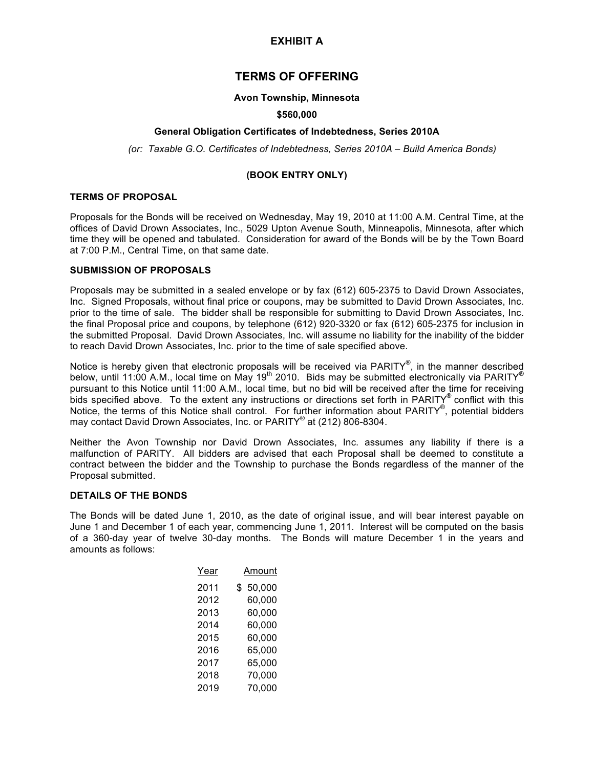# EXHIBIT A

## TERMS OF OFFERING

**Avon Township, Minnesota**

**$560,000**

**General Obligation Certificates of Indebtedness, Series 2010A**

*(or: Taxable G.O. Certificates of Indebtedness, Series 2010A – Build America Bonds)*

**(BOOK ENTRY ONLY)**

### TERMS OF PROPOSAL

Proposals for the Bonds will be received on Wednesday, May 19, 2010 at 11:00 A.M. Central Time, at the offices of David Drown Associates, Inc., 5029 Upton Avenue South, Minneapolis, Minnesota, after which time they will be opened and tabulated. Consideration for award of the Bonds will be by the Town Board at 7:00 P.M., Central Time, on that same date.

### SUBMISSION OF PROPOSALS

Proposals may be submitted in a sealed envelope or by fax (612) 605-2375 to David Drown Associates, Inc. Signed Proposals, without final price or coupons, may be submitted to David Drown Associates, Inc. prior to the time of sale. The bidder shall be responsible for submitting to David Drown Associates, Inc. the final Proposal price and coupons, by telephone (612) 920-3320 or fax (612) 605-2375 for inclusion in the submitted Proposal. David Drown Associates, Inc. will assume no liability for the inability of the bidder to reach David Drown Associates, Inc. prior to the time of sale specified above.

Notice is hereby given that electronic proposals will be received via PARITY®, in the manner described below, until 11:00 A.M., local time on May 19th 2010. Bids may be submitted electronically via PARITY® pursuant to this Notice until 11:00 A.M., local time, but no bid will be received after the time for receiving bids specified above. To the extent any instructions or directions set forth in PARITY® conflict with this Notice, the terms of this Notice shall control. For further information about PARITY®, potential bidders may contact David Drown Associates, Inc. or PARITY® at (212) 806-8304.

Neither the Avon Township nor David Drown Associates, Inc. assumes any liability if there is a malfunction of PARITY. All bidders are advised that each Proposal shall be deemed to constitute a contract between the bidder and the Township to purchase the Bonds regardless of the manner of the Proposal submitted.

### DETAILS OF THE BONDS

The Bonds will be dated June 1, 2010, as the date of original issue, and will bear interest payable on June 1 and December 1 of each year, commencing June 1, 2011. Interest will be computed on the basis of a 360-day year of twelve 30-day months. The Bonds will mature December 1 in the years and amounts as follows:

| Year | Amount |
|---|---|
| 2011 | $ 50,000 |
| 2012 | 60,000 |
| 2013 | 60,000 |
| 2014 | 60,000 |
| 2015 | 60,000 |
| 2016 | 65,000 |
| 2017 | 65,000 |
| 2018 | 70,000 |
| 2019 | 70,000 |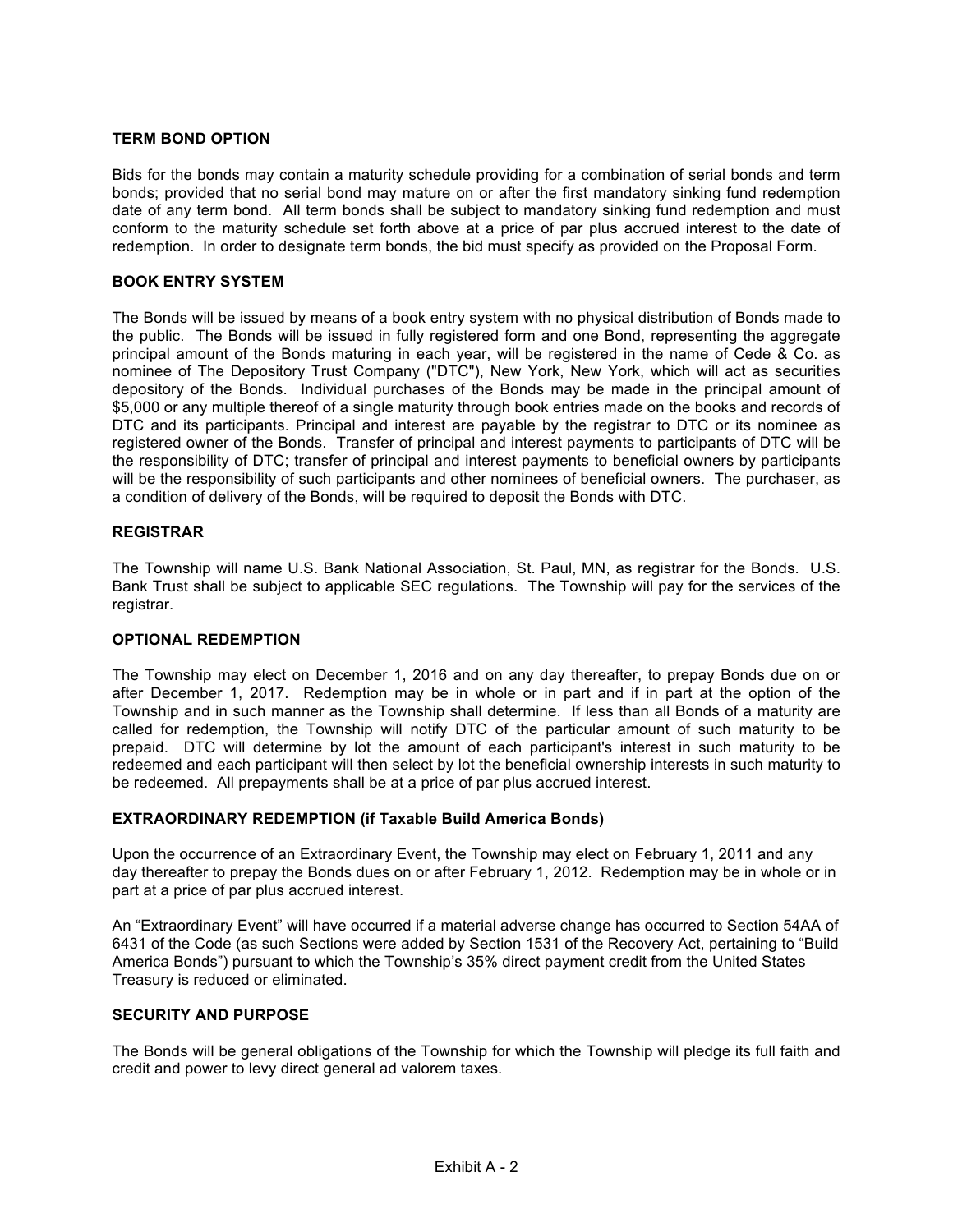### TERM BOND OPTION

Bids for the bonds may contain a maturity schedule providing for a combination of serial bonds and term bonds; provided that no serial bond may mature on or after the first mandatory sinking fund redemption date of any term bond. All term bonds shall be subject to mandatory sinking fund redemption and must conform to the maturity schedule set forth above at a price of par plus accrued interest to the date of redemption. In order to designate term bonds, the bid must specify as provided on the Proposal Form.

### BOOK ENTRY SYSTEM

The Bonds will be issued by means of a book entry system with no physical distribution of Bonds made to the public. The Bonds will be issued in fully registered form and one Bond, representing the aggregate principal amount of the Bonds maturing in each year, will be registered in the name of Cede & Co. as nominee of The Depository Trust Company ("DTC"), New York, New York, which will act as securities depository of the Bonds. Individual purchases of the Bonds may be made in the principal amount of $5,000 or any multiple thereof of a single maturity through book entries made on the books and records of DTC and its participants. Principal and interest are payable by the registrar to DTC or its nominee as registered owner of the Bonds. Transfer of principal and interest payments to participants of DTC will be the responsibility of DTC; transfer of principal and interest payments to beneficial owners by participants will be the responsibility of such participants and other nominees of beneficial owners. The purchaser, as a condition of delivery of the Bonds, will be required to deposit the Bonds with DTC.

### REGISTRAR

The Township will name U.S. Bank National Association, St. Paul, MN, as registrar for the Bonds. U.S. Bank Trust shall be subject to applicable SEC regulations. The Township will pay for the services of the registrar.

### OPTIONAL REDEMPTION

The Township may elect on December 1, 2016 and on any day thereafter, to prepay Bonds due on or after December 1, 2017. Redemption may be in whole or in part and if in part at the option of the Township and in such manner as the Township shall determine. If less than all Bonds of a maturity are called for redemption, the Township will notify DTC of the particular amount of such maturity to be prepaid. DTC will determine by lot the amount of each participant's interest in such maturity to be redeemed and each participant will then select by lot the beneficial ownership interests in such maturity to be redeemed. All prepayments shall be at a price of par plus accrued interest.

### EXTRAORDINARY REDEMPTION (if Taxable Build America Bonds)

Upon the occurrence of an Extraordinary Event, the Township may elect on February 1, 2011 and any day thereafter to prepay the Bonds dues on or after February 1, 2012. Redemption may be in whole or in part at a price of par plus accrued interest.

An "Extraordinary Event" will have occurred if a material adverse change has occurred to Section 54AA of 6431 of the Code (as such Sections were added by Section 1531 of the Recovery Act, pertaining to "Build America Bonds") pursuant to which the Township's 35% direct payment credit from the United States Treasury is reduced or eliminated.

### SECURITY AND PURPOSE

The Bonds will be general obligations of the Township for which the Township will pledge its full faith and credit and power to levy direct general ad valorem taxes.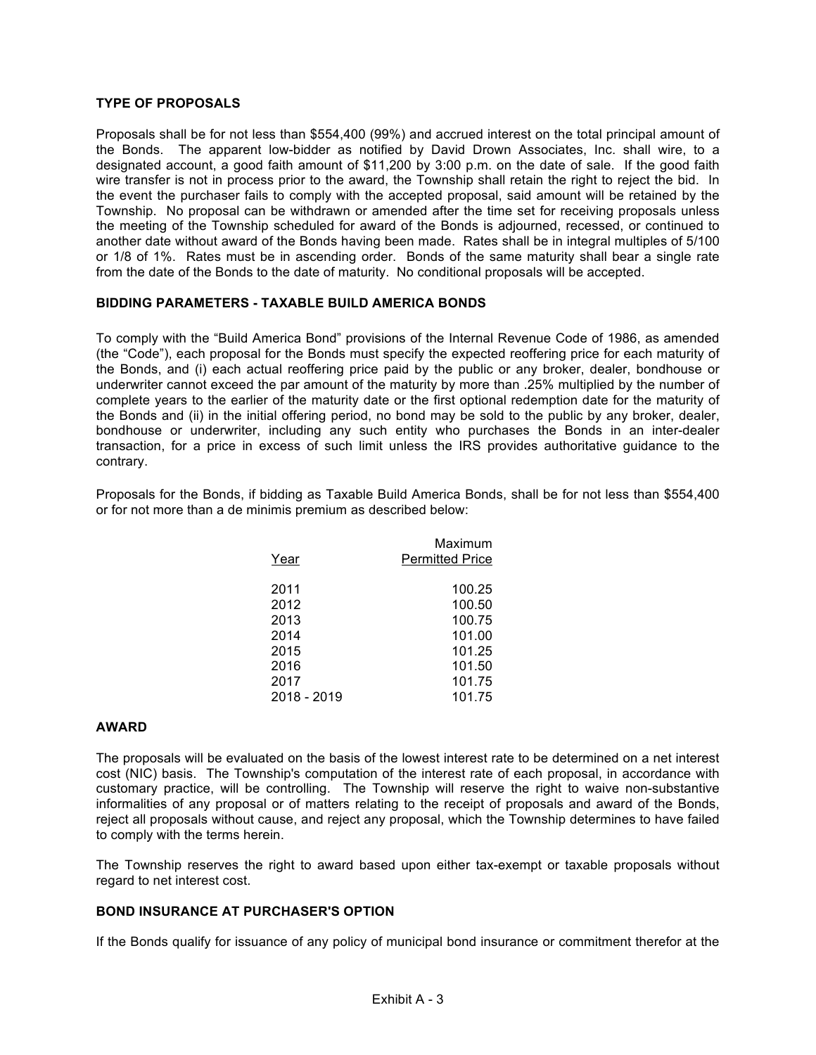**TYPE OF PROPOSALS**

Proposals shall be for not less than $554,400 (99%) and accrued interest on the total principal amount of the Bonds. The apparent low-bidder as notified by David Drown Associates, Inc. shall wire, to a designated account, a good faith amount of $11,200 by 3:00 p.m. on the date of sale. If the good faith wire transfer is not in process prior to the award, the Township shall retain the right to reject the bid. In the event the purchaser fails to comply with the accepted proposal, said amount will be retained by the Township. No proposal can be withdrawn or amended after the time set for receiving proposals unless the meeting of the Township scheduled for award of the Bonds is adjourned, recessed, or continued to another date without award of the Bonds having been made. Rates shall be in integral multiples of 5/100 or 1/8 of 1%. Rates must be in ascending order. Bonds of the same maturity shall bear a single rate from the date of the Bonds to the date of maturity. No conditional proposals will be accepted.

**BIDDING PARAMETERS - TAXABLE BUILD AMERICA BONDS**

To comply with the "Build America Bond" provisions of the Internal Revenue Code of 1986, as amended (the "Code"), each proposal for the Bonds must specify the expected reoffering price for each maturity of the Bonds, and (i) each actual reoffering price paid by the public or any broker, dealer, bondhouse or underwriter cannot exceed the par amount of the maturity by more than .25% multiplied by the number of complete years to the earlier of the maturity date or the first optional redemption date for the maturity of the Bonds and (ii) in the initial offering period, no bond may be sold to the public by any broker, dealer, bondhouse or underwriter, including any such entity who purchases the Bonds in an inter-dealer transaction, for a price in excess of such limit unless the IRS provides authoritative guidance to the contrary.

Proposals for the Bonds, if bidding as Taxable Build America Bonds, shall be for not less than $554,400 or for not more than a de minimis premium as described below:

| Year | Maximum Permitted Price |
|---|---|
| 2011 | 100.25 |
| 2012 | 100.50 |
| 2013 | 100.75 |
| 2014 | 101.00 |
| 2015 | 101.25 |
| 2016 | 101.50 |
| 2017 | 101.75 |
| 2018 - 2019 | 101.75 |

**AWARD**

The proposals will be evaluated on the basis of the lowest interest rate to be determined on a net interest cost (NIC) basis. The Township's computation of the interest rate of each proposal, in accordance with customary practice, will be controlling. The Township will reserve the right to waive non-substantive informalities of any proposal or of matters relating to the receipt of proposals and award of the Bonds, reject all proposals without cause, and reject any proposal, which the Township determines to have failed to comply with the terms herein.

The Township reserves the right to award based upon either tax-exempt or taxable proposals without regard to net interest cost.

**BOND INSURANCE AT PURCHASER'S OPTION**

If the Bonds qualify for issuance of any policy of municipal bond insurance or commitment therefor at the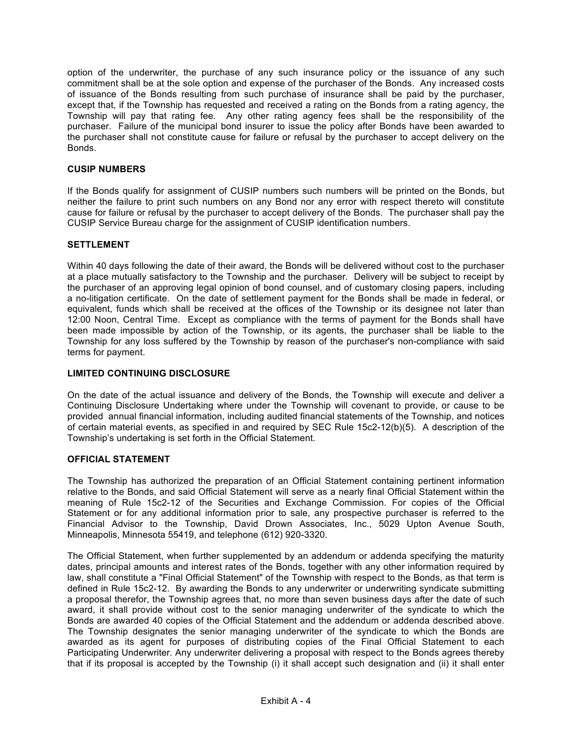option of the underwriter, the purchase of any such insurance policy or the issuance of any such commitment shall be at the sole option and expense of the purchaser of the Bonds. Any increased costs of issuance of the Bonds resulting from such purchase of insurance shall be paid by the purchaser, except that, if the Township has requested and received a rating on the Bonds from a rating agency, the Township will pay that rating fee. Any other rating agency fees shall be the responsibility of the purchaser. Failure of the municipal bond insurer to issue the policy after Bonds have been awarded to the purchaser shall not constitute cause for failure or refusal by the purchaser to accept delivery on the Bonds.

**CUSIP NUMBERS**

If the Bonds qualify for assignment of CUSIP numbers such numbers will be printed on the Bonds, but neither the failure to print such numbers on any Bond nor any error with respect thereto will constitute cause for failure or refusal by the purchaser to accept delivery of the Bonds. The purchaser shall pay the CUSIP Service Bureau charge for the assignment of CUSIP identification numbers.

**SETTLEMENT**

Within 40 days following the date of their award, the Bonds will be delivered without cost to the purchaser at a place mutually satisfactory to the Township and the purchaser. Delivery will be subject to receipt by the purchaser of an approving legal opinion of bond counsel, and of customary closing papers, including a no-litigation certificate. On the date of settlement payment for the Bonds shall be made in federal, or equivalent, funds which shall be received at the offices of the Township or its designee not later than 12:00 Noon, Central Time. Except as compliance with the terms of payment for the Bonds shall have been made impossible by action of the Township, or its agents, the purchaser shall be liable to the Township for any loss suffered by the Township by reason of the purchaser's non-compliance with said terms for payment.

**LIMITED CONTINUING DISCLOSURE**

On the date of the actual issuance and delivery of the Bonds, the Township will execute and deliver a Continuing Disclosure Undertaking where under the Township will covenant to provide, or cause to be provided annual financial information, including audited financial statements of the Township, and notices of certain material events, as specified in and required by SEC Rule 15c2-12(b)(5). A description of the Township's undertaking is set forth in the Official Statement.

**OFFICIAL STATEMENT**

The Township has authorized the preparation of an Official Statement containing pertinent information relative to the Bonds, and said Official Statement will serve as a nearly final Official Statement within the meaning of Rule 15c2-12 of the Securities and Exchange Commission. For copies of the Official Statement or for any additional information prior to sale, any prospective purchaser is referred to the Financial Advisor to the Township, David Drown Associates, Inc., 5029 Upton Avenue South, Minneapolis, Minnesota 55419, and telephone (612) 920-3320.

The Official Statement, when further supplemented by an addendum or addenda specifying the maturity dates, principal amounts and interest rates of the Bonds, together with any other information required by law, shall constitute a "Final Official Statement" of the Township with respect to the Bonds, as that term is defined in Rule 15c2-12. By awarding the Bonds to any underwriter or underwriting syndicate submitting a proposal therefor, the Township agrees that, no more than seven business days after the date of such award, it shall provide without cost to the senior managing underwriter of the syndicate to which the Bonds are awarded 40 copies of the Official Statement and the addendum or addenda described above. The Township designates the senior managing underwriter of the syndicate to which the Bonds are awarded as its agent for purposes of distributing copies of the Final Official Statement to each Participating Underwriter. Any underwriter delivering a proposal with respect to the Bonds agrees thereby that if its proposal is accepted by the Township (i) it shall accept such designation and (ii) it shall enter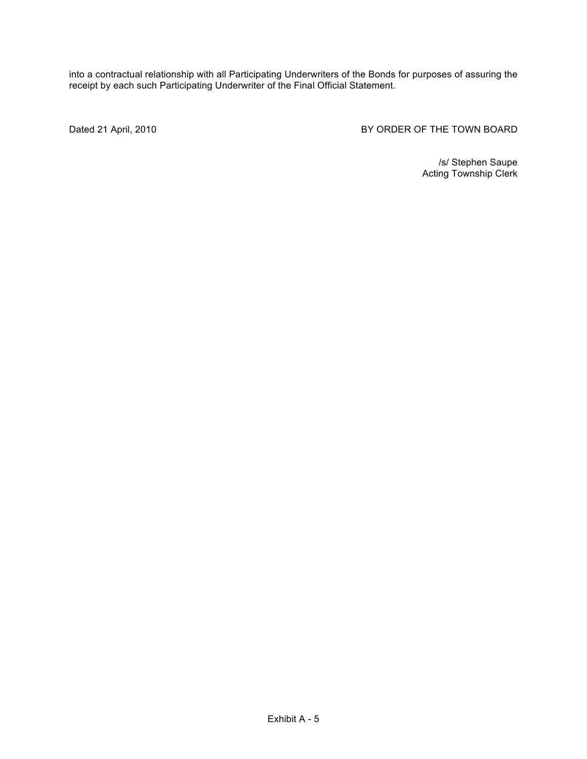into a contractual relationship with all Participating Underwriters of the Bonds for purposes of assuring the receipt by each such Participating Underwriter of the Final Official Statement.

Dated 21 April, 2010

BY ORDER OF THE TOWN BOARD

/s/ Stephen Saupe
Acting Township Clerk

Exhibit A - 5